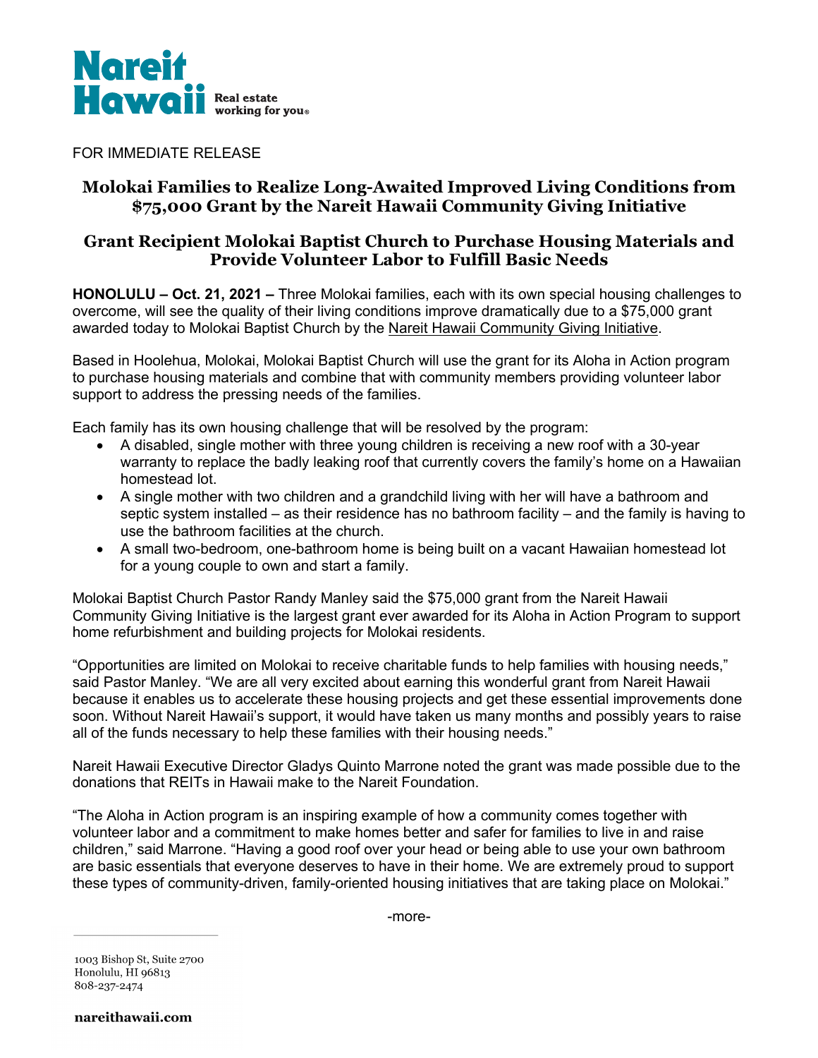Nareit Hawaii Real estate working for you®

FOR IMMEDIATE RELEASE

# Molokai Families to Realize Long-Awaited Improved Living Conditions from $75,000 Grant by the Nareit Hawaii Community Giving Initiative

## Grant Recipient Molokai Baptist Church to Purchase Housing Materials and Provide Volunteer Labor to Fulfill Basic Needs

**HONOLULU – Oct. 21, 2021 –** Three Molokai families, each with its own special housing challenges to overcome, will see the quality of their living conditions improve dramatically due to a $75,000 grant awarded today to Molokai Baptist Church by the Nareit Hawaii Community Giving Initiative.

Based in Hoolehua, Molokai, Molokai Baptist Church will use the grant for its Aloha in Action program to purchase housing materials and combine that with community members providing volunteer labor support to address the pressing needs of the families.

Each family has its own housing challenge that will be resolved by the program:

- A disabled, single mother with three young children is receiving a new roof with a 30-year warranty to replace the badly leaking roof that currently covers the family's home on a Hawaiian homestead lot.
- A single mother with two children and a grandchild living with her will have a bathroom and septic system installed – as their residence has no bathroom facility – and the family is having to use the bathroom facilities at the church.
- A small two-bedroom, one-bathroom home is being built on a vacant Hawaiian homestead lot for a young couple to own and start a family.

Molokai Baptist Church Pastor Randy Manley said the $75,000 grant from the Nareit Hawaii Community Giving Initiative is the largest grant ever awarded for its Aloha in Action Program to support home refurbishment and building projects for Molokai residents.

"Opportunities are limited on Molokai to receive charitable funds to help families with housing needs," said Pastor Manley. "We are all very excited about earning this wonderful grant from Nareit Hawaii because it enables us to accelerate these housing projects and get these essential improvements done soon. Without Nareit Hawaii's support, it would have taken us many months and possibly years to raise all of the funds necessary to help these families with their housing needs."

Nareit Hawaii Executive Director Gladys Quinto Marrone noted the grant was made possible due to the donations that REITs in Hawaii make to the Nareit Foundation.

"The Aloha in Action program is an inspiring example of how a community comes together with volunteer labor and a commitment to make homes better and safer for families to live in and raise children," said Marrone. "Having a good roof over your head or being able to use your own bathroom are basic essentials that everyone deserves to have in their home. We are extremely proud to support these types of community-driven, family-oriented housing initiatives that are taking place on Molokai."

-more-

1003 Bishop St, Suite 2700
Honolulu, HI 96813
808-237-2474

**nareithawaii.com**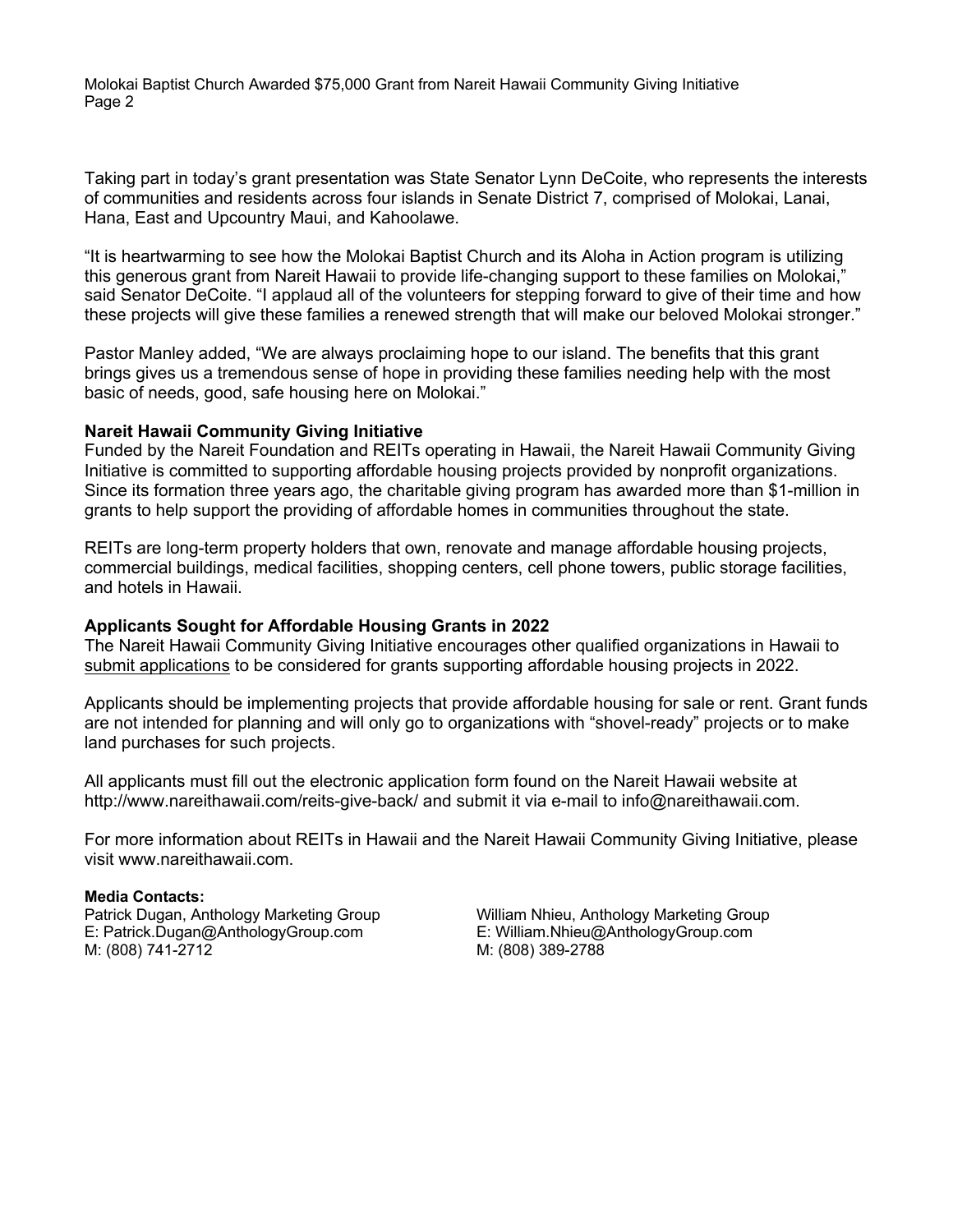Taking part in today's grant presentation was State Senator Lynn DeCoite, who represents the interests of communities and residents across four islands in Senate District 7, comprised of Molokai, Lanai, Hana, East and Upcountry Maui, and Kahoolawe.

"It is heartwarming to see how the Molokai Baptist Church and its Aloha in Action program is utilizing this generous grant from Nareit Hawaii to provide life-changing support to these families on Molokai," said Senator DeCoite. "I applaud all of the volunteers for stepping forward to give of their time and how these projects will give these families a renewed strength that will make our beloved Molokai stronger."

Pastor Manley added, "We are always proclaiming hope to our island. The benefits that this grant brings gives us a tremendous sense of hope in providing these families needing help with the most basic of needs, good, safe housing here on Molokai."

**Nareit Hawaii Community Giving Initiative**

Funded by the Nareit Foundation and REITs operating in Hawaii, the Nareit Hawaii Community Giving Initiative is committed to supporting affordable housing projects provided by nonprofit organizations. Since its formation three years ago, the charitable giving program has awarded more than $1-million in grants to help support the providing of affordable homes in communities throughout the state.

REITs are long-term property holders that own, renovate and manage affordable housing projects, commercial buildings, medical facilities, shopping centers, cell phone towers, public storage facilities, and hotels in Hawaii.

**Applicants Sought for Affordable Housing Grants in 2022**

The Nareit Hawaii Community Giving Initiative encourages other qualified organizations in Hawaii to submit applications to be considered for grants supporting affordable housing projects in 2022.

Applicants should be implementing projects that provide affordable housing for sale or rent. Grant funds are not intended for planning and will only go to organizations with "shovel-ready" projects or to make land purchases for such projects.

All applicants must fill out the electronic application form found on the Nareit Hawaii website at http://www.nareithawaii.com/reits-give-back/ and submit it via e-mail to info@nareithawaii.com.

For more information about REITs in Hawaii and the Nareit Hawaii Community Giving Initiative, please visit www.nareithawaii.com.

**Media Contacts:**

Patrick Dugan, Anthology Marketing Group
E: Patrick.Dugan@AnthologyGroup.com
M: (808) 741-2712

William Nhieu, Anthology Marketing Group
E: William.Nhieu@AnthologyGroup.com
M: (808) 389-2788